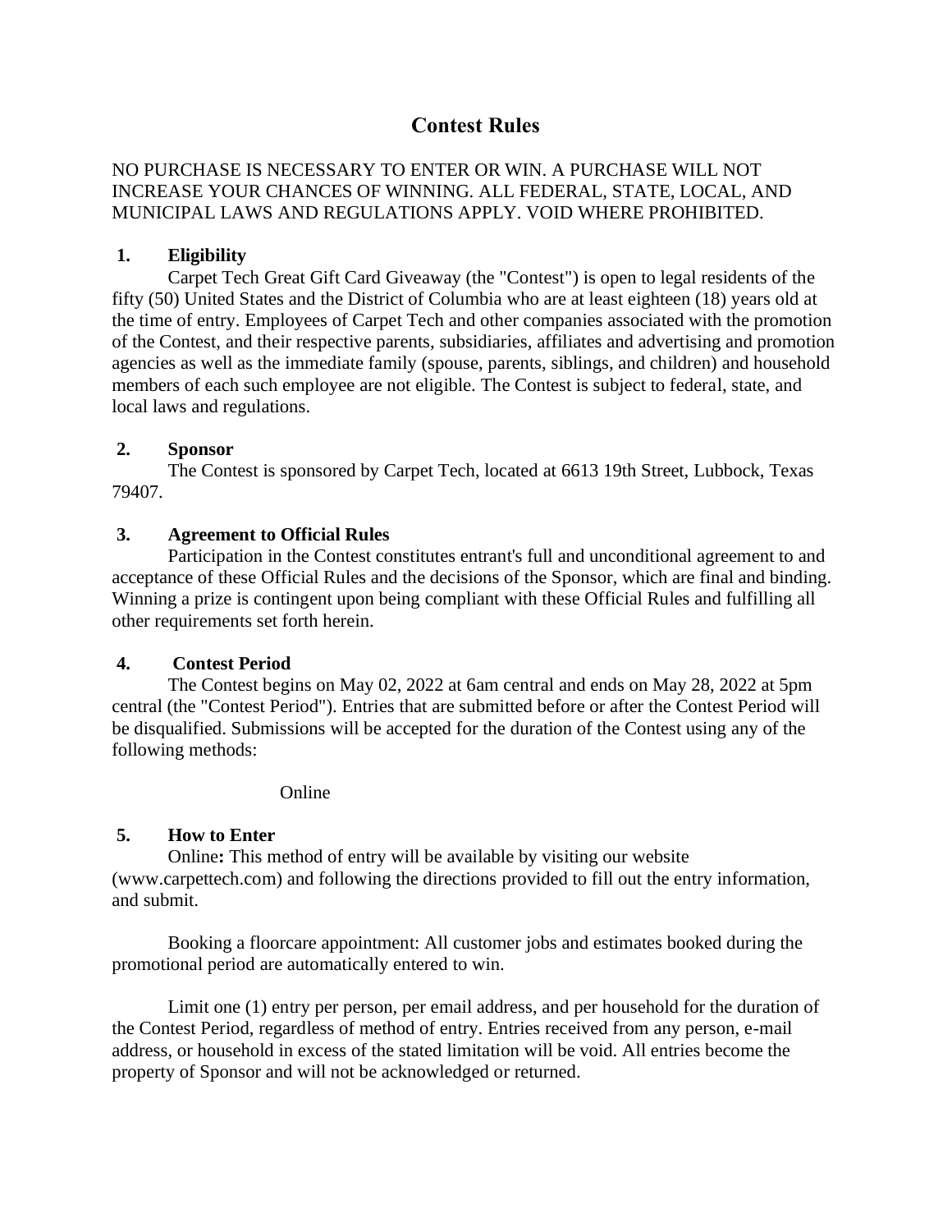# Contest Rules

NO PURCHASE IS NECESSARY TO ENTER OR WIN. A PURCHASE WILL NOT INCREASE YOUR CHANCES OF WINNING. ALL FEDERAL, STATE, LOCAL, AND MUNICIPAL LAWS AND REGULATIONS APPLY. VOID WHERE PROHIBITED.

## 1. Eligibility

Carpet Tech Great Gift Card Giveaway (the "Contest") is open to legal residents of the fifty (50) United States and the District of Columbia who are at least eighteen (18) years old at the time of entry. Employees of Carpet Tech and other companies associated with the promotion of the Contest, and their respective parents, subsidiaries, affiliates and advertising and promotion agencies as well as the immediate family (spouse, parents, siblings, and children) and household members of each such employee are not eligible. The Contest is subject to federal, state, and local laws and regulations.

## 2. Sponsor

The Contest is sponsored by Carpet Tech, located at 6613 19th Street, Lubbock, Texas 79407.

## 3. Agreement to Official Rules

Participation in the Contest constitutes entrant's full and unconditional agreement to and acceptance of these Official Rules and the decisions of the Sponsor, which are final and binding. Winning a prize is contingent upon being compliant with these Official Rules and fulfilling all other requirements set forth herein.

## 4. Contest Period

The Contest begins on May 02, 2022 at 6am central and ends on May 28, 2022 at 5pm central (the "Contest Period"). Entries that are submitted before or after the Contest Period will be disqualified. Submissions will be accepted for the duration of the Contest using any of the following methods:

Online

## 5. How to Enter

Online**:** This method of entry will be available by visiting our website (www.carpettech.com) and following the directions provided to fill out the entry information, and submit.

Booking a floorcare appointment: All customer jobs and estimates booked during the promotional period are automatically entered to win.

Limit one (1) entry per person, per email address, and per household for the duration of the Contest Period, regardless of method of entry. Entries received from any person, e-mail address, or household in excess of the stated limitation will be void. All entries become the property of Sponsor and will not be acknowledged or returned.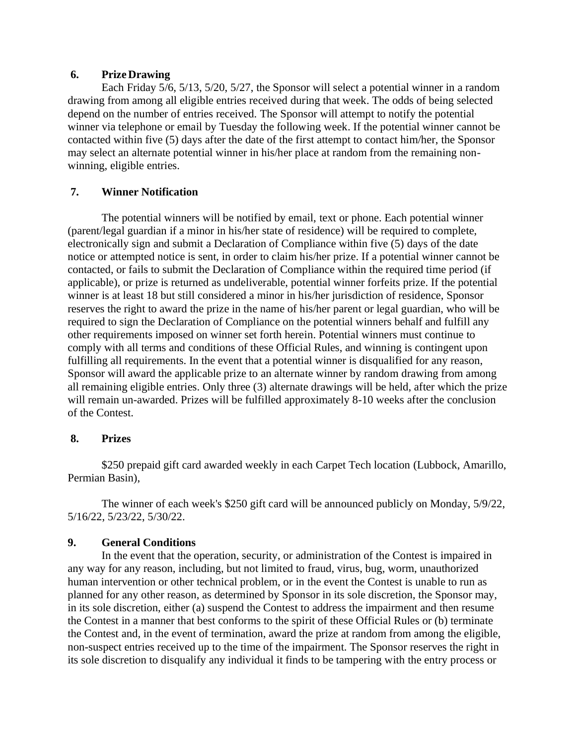## 6. Prize Drawing

Each Friday 5/6, 5/13, 5/20, 5/27, the Sponsor will select a potential winner in a random drawing from among all eligible entries received during that week. The odds of being selected depend on the number of entries received. The Sponsor will attempt to notify the potential winner via telephone or email by Tuesday the following week. If the potential winner cannot be contacted within five (5) days after the date of the first attempt to contact him/her, the Sponsor may select an alternate potential winner in his/her place at random from the remaining non-winning, eligible entries.

## 7. Winner Notification

The potential winners will be notified by email, text or phone. Each potential winner (parent/legal guardian if a minor in his/her state of residence) will be required to complete, electronically sign and submit a Declaration of Compliance within five (5) days of the date notice or attempted notice is sent, in order to claim his/her prize. If a potential winner cannot be contacted, or fails to submit the Declaration of Compliance within the required time period (if applicable), or prize is returned as undeliverable, potential winner forfeits prize. If the potential winner is at least 18 but still considered a minor in his/her jurisdiction of residence, Sponsor reserves the right to award the prize in the name of his/her parent or legal guardian, who will be required to sign the Declaration of Compliance on the potential winners behalf and fulfill any other requirements imposed on winner set forth herein. Potential winners must continue to comply with all terms and conditions of these Official Rules, and winning is contingent upon fulfilling all requirements. In the event that a potential winner is disqualified for any reason, Sponsor will award the applicable prize to an alternate winner by random drawing from among all remaining eligible entries. Only three (3) alternate drawings will be held, after which the prize will remain un-awarded. Prizes will be fulfilled approximately 8-10 weeks after the conclusion of the Contest.

## 8. Prizes

$250 prepaid gift card awarded weekly in each Carpet Tech location (Lubbock, Amarillo, Permian Basin),

The winner of each week's $250 gift card will be announced publicly on Monday, 5/9/22, 5/16/22, 5/23/22, 5/30/22.

## 9. General Conditions

In the event that the operation, security, or administration of the Contest is impaired in any way for any reason, including, but not limited to fraud, virus, bug, worm, unauthorized human intervention or other technical problem, or in the event the Contest is unable to run as planned for any other reason, as determined by Sponsor in its sole discretion, the Sponsor may, in its sole discretion, either (a) suspend the Contest to address the impairment and then resume the Contest in a manner that best conforms to the spirit of these Official Rules or (b) terminate the Contest and, in the event of termination, award the prize at random from among the eligible, non-suspect entries received up to the time of the impairment. The Sponsor reserves the right in its sole discretion to disqualify any individual it finds to be tampering with the entry process or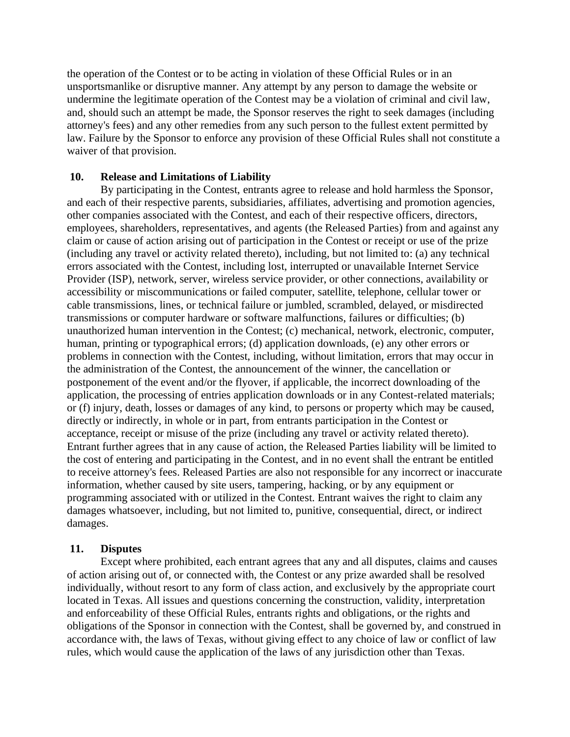the operation of the Contest or to be acting in violation of these Official Rules or in an unsportsmanlike or disruptive manner. Any attempt by any person to damage the website or undermine the legitimate operation of the Contest may be a violation of criminal and civil law, and, should such an attempt be made, the Sponsor reserves the right to seek damages (including attorney's fees) and any other remedies from any such person to the fullest extent permitted by law. Failure by the Sponsor to enforce any provision of these Official Rules shall not constitute a waiver of that provision.

**10. Release and Limitations of Liability**

By participating in the Contest, entrants agree to release and hold harmless the Sponsor, and each of their respective parents, subsidiaries, affiliates, advertising and promotion agencies, other companies associated with the Contest, and each of their respective officers, directors, employees, shareholders, representatives, and agents (the Released Parties) from and against any claim or cause of action arising out of participation in the Contest or receipt or use of the prize (including any travel or activity related thereto), including, but not limited to: (a) any technical errors associated with the Contest, including lost, interrupted or unavailable Internet Service Provider (ISP), network, server, wireless service provider, or other connections, availability or accessibility or miscommunications or failed computer, satellite, telephone, cellular tower or cable transmissions, lines, or technical failure or jumbled, scrambled, delayed, or misdirected transmissions or computer hardware or software malfunctions, failures or difficulties; (b) unauthorized human intervention in the Contest; (c) mechanical, network, electronic, computer, human, printing or typographical errors; (d) application downloads, (e) any other errors or problems in connection with the Contest, including, without limitation, errors that may occur in the administration of the Contest, the announcement of the winner, the cancellation or postponement of the event and/or the flyover, if applicable, the incorrect downloading of the application, the processing of entries application downloads or in any Contest-related materials; or (f) injury, death, losses or damages of any kind, to persons or property which may be caused, directly or indirectly, in whole or in part, from entrants participation in the Contest or acceptance, receipt or misuse of the prize (including any travel or activity related thereto). Entrant further agrees that in any cause of action, the Released Parties liability will be limited to the cost of entering and participating in the Contest, and in no event shall the entrant be entitled to receive attorney's fees. Released Parties are also not responsible for any incorrect or inaccurate information, whether caused by site users, tampering, hacking, or by any equipment or programming associated with or utilized in the Contest. Entrant waives the right to claim any damages whatsoever, including, but not limited to, punitive, consequential, direct, or indirect damages.

**11. Disputes**

Except where prohibited, each entrant agrees that any and all disputes, claims and causes of action arising out of, or connected with, the Contest or any prize awarded shall be resolved individually, without resort to any form of class action, and exclusively by the appropriate court located in Texas. All issues and questions concerning the construction, validity, interpretation and enforceability of these Official Rules, entrants rights and obligations, or the rights and obligations of the Sponsor in connection with the Contest, shall be governed by, and construed in accordance with, the laws of Texas, without giving effect to any choice of law or conflict of law rules, which would cause the application of the laws of any jurisdiction other than Texas.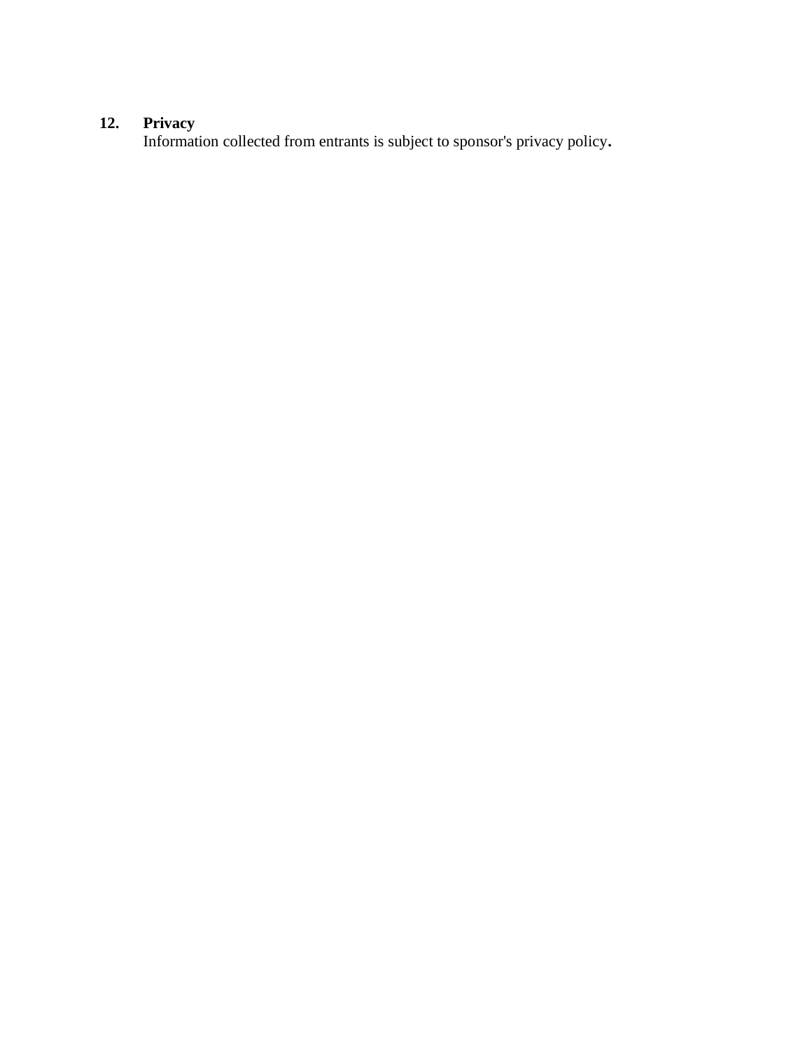**12. Privacy**

Information collected from entrants is subject to sponsor's privacy policy.